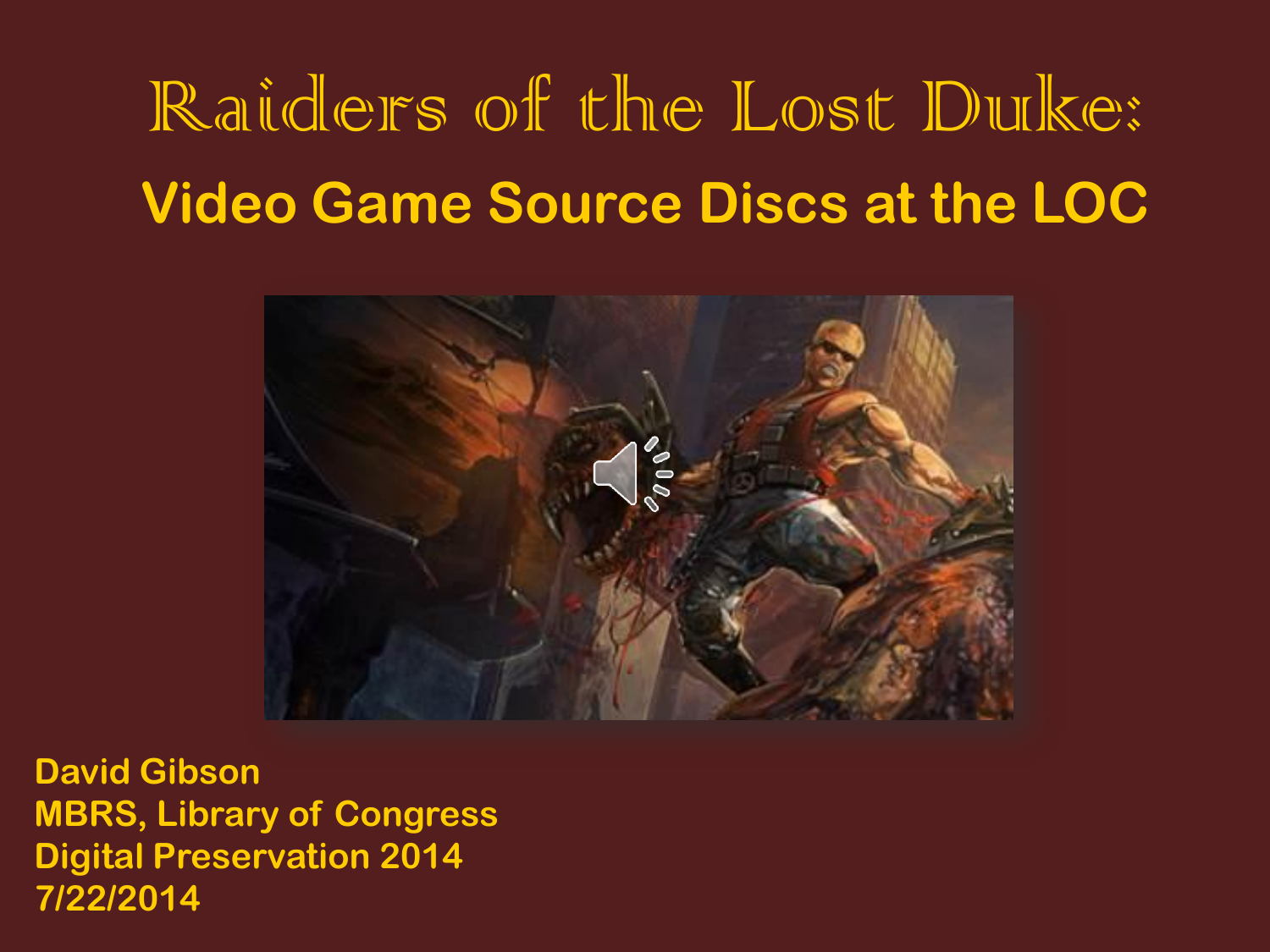# Raiders of the Lost Duke:

## Video Game Source Discs at the LOC

**David Gibson**
**MBRS, Library of Congress**
**Digital Preservation 2014**
**7/22/2014**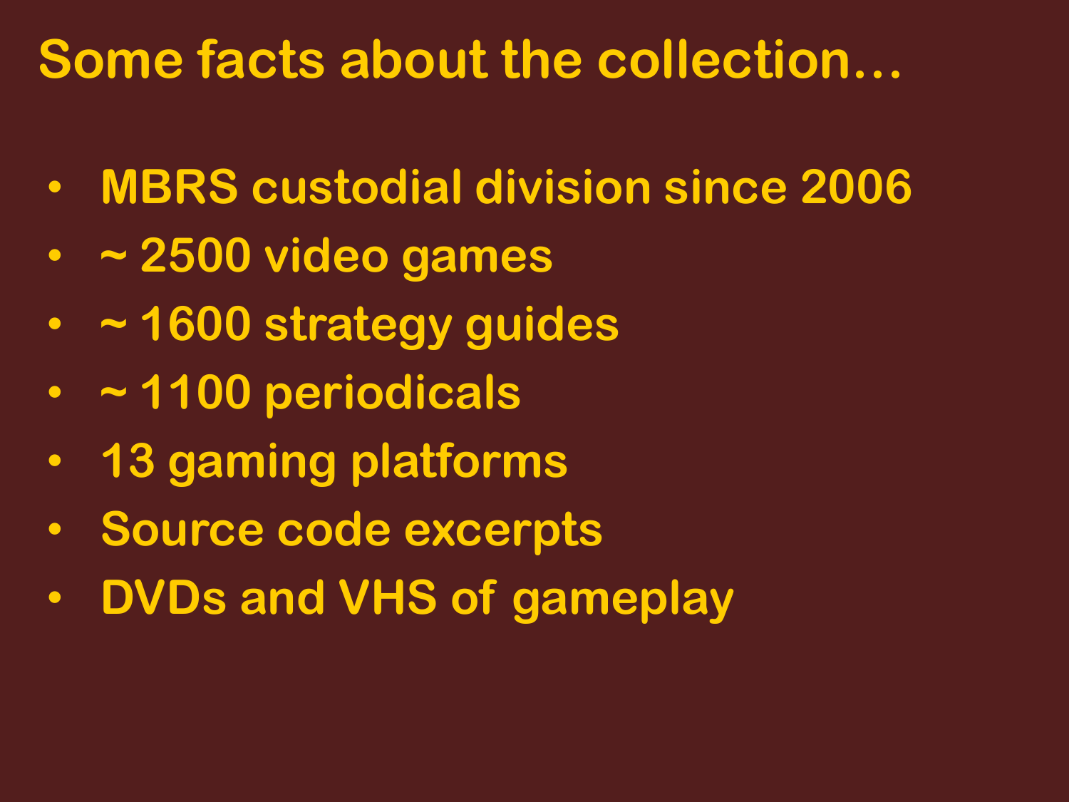# Some facts about the collection…

- MBRS custodial division since 2006
- ~ 2500 video games
- ~ 1600 strategy guides
- ~ 1100 periodicals
- 13 gaming platforms
- Source code excerpts
- DVDs and VHS of gameplay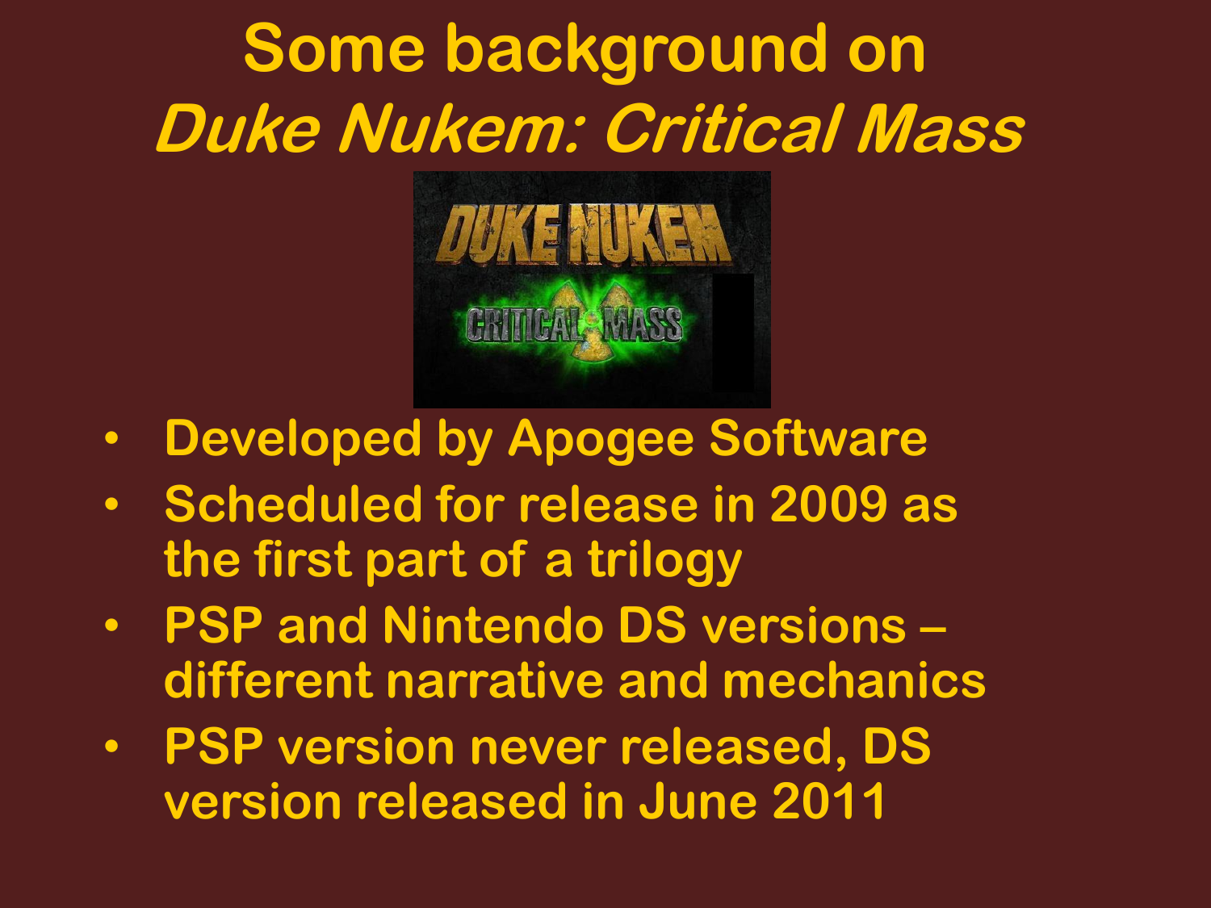# Some background on *Duke Nukem: Critical Mass*

- Developed by Apogee Software
- Scheduled for release in 2009 as the first part of a trilogy
- PSP and Nintendo DS versions – different narrative and mechanics
- PSP version never released, DS version released in June 2011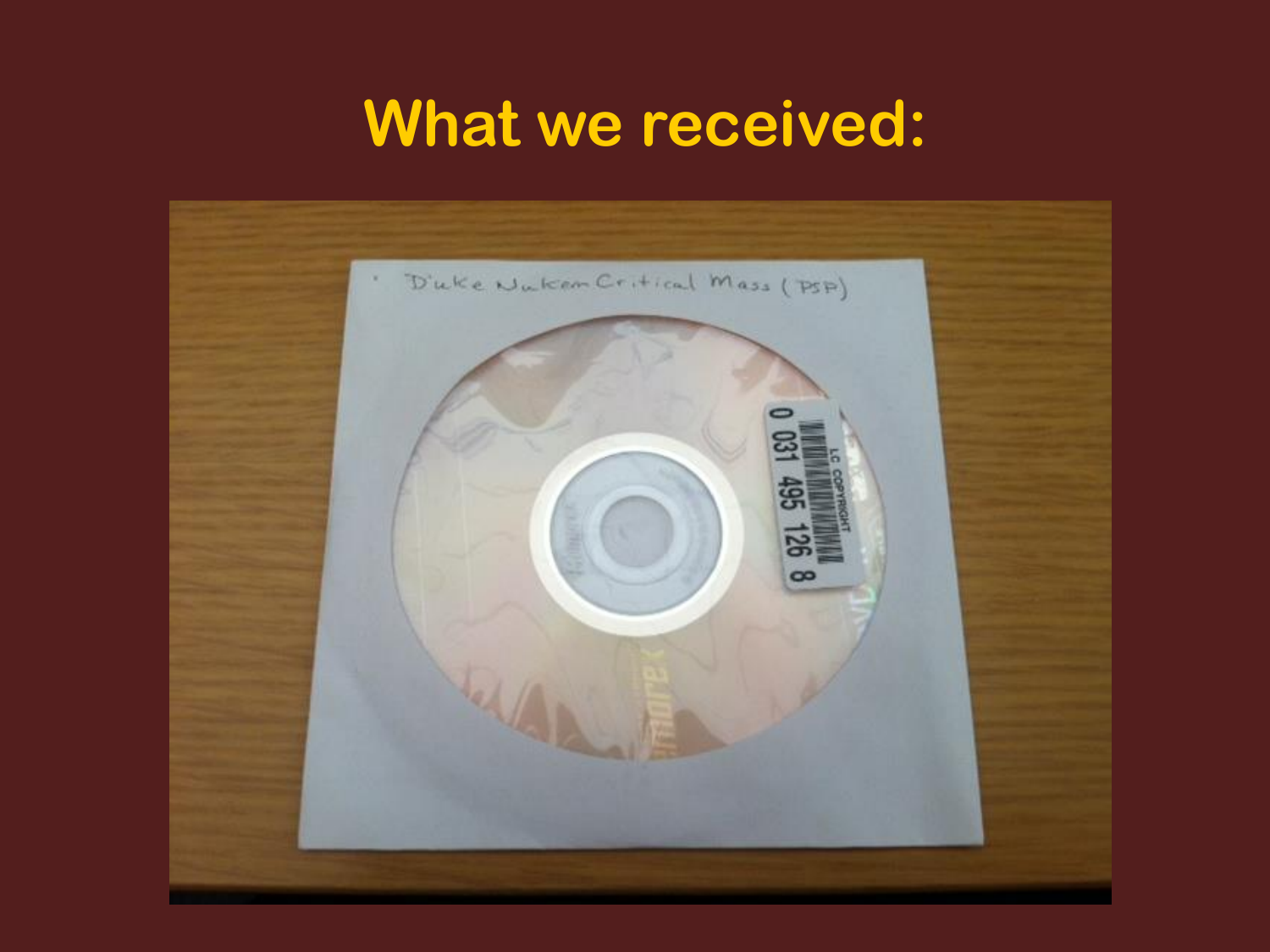# What we received: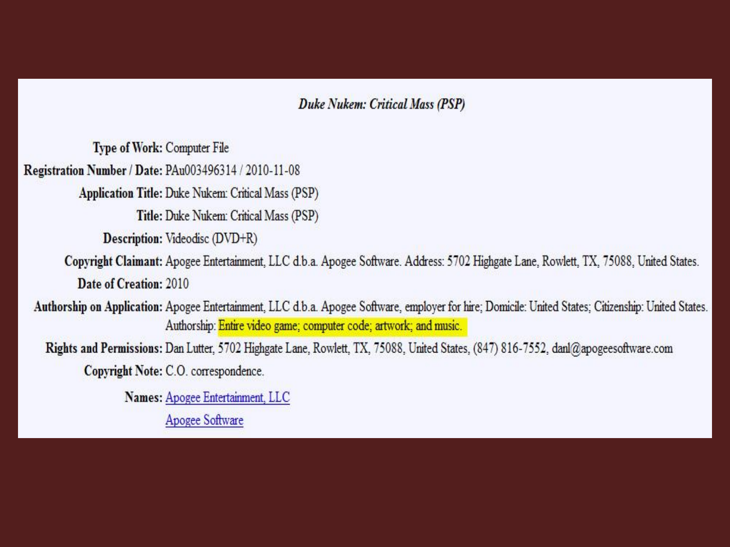*Duke Nukem: Critical Mass (PSP)*

**Type of Work:** Computer File

**Registration Number / Date:** PAu003496314 / 2010-11-08

**Application Title:** Duke Nukem: Critical Mass (PSP)

**Title:** Duke Nukem: Critical Mass (PSP)

**Description:** Videodisc (DVD+R)

**Copyright Claimant:** Apogee Entertainment, LLC d.b.a. Apogee Software. Address: 5702 Highgate Lane, Rowlett, TX, 75088, United States.

**Date of Creation:** 2010

**Authorship on Application:** Apogee Entertainment, LLC d.b.a. Apogee Software, employer for hire; Domicile: United States; Citizenship: United States. Authorship: Entire video game; computer code; artwork; and music.

**Rights and Permissions:** Dan Lutter, 5702 Highgate Lane, Rowlett, TX, 75088, United States, (847) 816-7552, danl@apogeesoftware.com

**Copyright Note:** C.O. correspondence.

**Names:** Apogee Entertainment, LLC

Apogee Software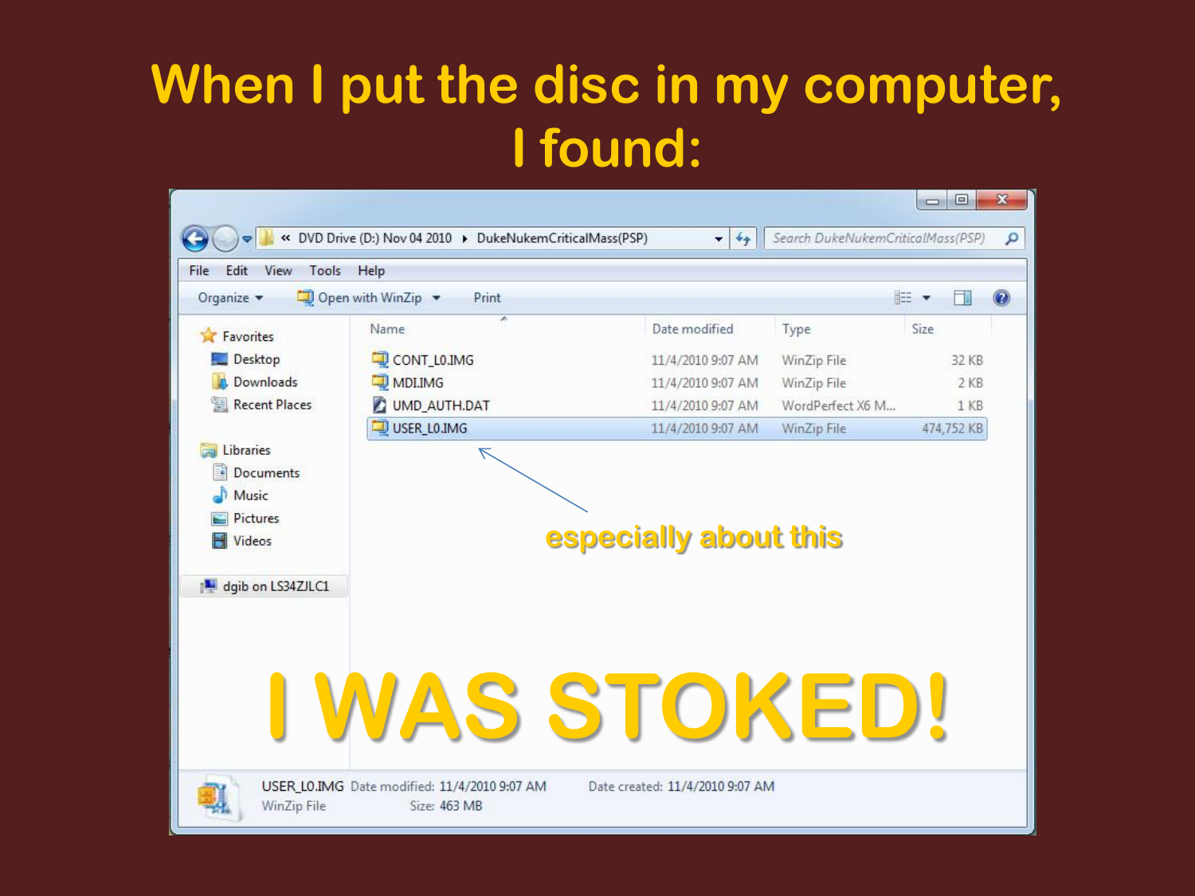# When I put the disc in my computer, I found:

DVD Drive (D:) Nov 04 2010 ▸ DukeNukemCriticalMass(PSP)

| Name | Date modified | Type | Size |
|---|---|---|---|
| CONT_L0.IMG | 11/4/2010 9:07 AM | WinZip File | 32 KB |
| MDI.IMG | 11/4/2010 9:07 AM | WinZip File | 2 KB |
| UMD_AUTH.DAT | 11/4/2010 9:07 AM | WordPerfect X6 M... | 1 KB |
| USER_L0.IMG | 11/4/2010 9:07 AM | WinZip File | 474,752 KB |

especially about this

# I WAS STOKED!

USER_L0.IMG Date modified: 11/4/2010 9:07 AM Date created: 11/4/2010 9:07 AM
WinZip File Size: 463 MB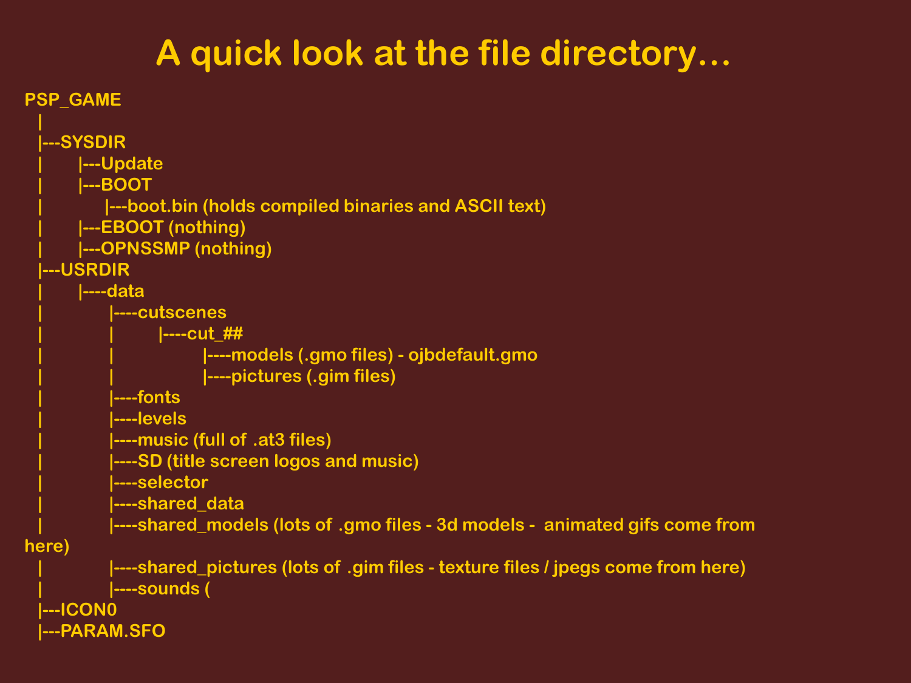# A quick look at the file directory…

```
PSP_GAME
  |
  |---SYSDIR
  |      |---Update
  |      |---BOOT
  |           |---boot.bin (holds compiled binaries and ASCII text)
  |      |---EBOOT (nothing)
  |      |---OPNSSMP (nothing)
  |---USRDIR
  |      |----data
  |            |----cutscenes
  |            |        |----cut_##
  |            |                 |----models (.gmo files) - ojbdefault.gmo
  |            |                 |----pictures (.gim files)
  |            |----fonts
  |            |----levels
  |            |----music (full of .at3 files)
  |            |----SD (title screen logos and music)
  |            |----selector
  |            |----shared_data
  |            |----shared_models (lots of .gmo files - 3d models -  animated gifs come from
here)
  |            |----shared_pictures (lots of .gim files - texture files / jpegs come from here)
  |            |----sounds (
  |---ICON0
  |---PARAM.SFO
```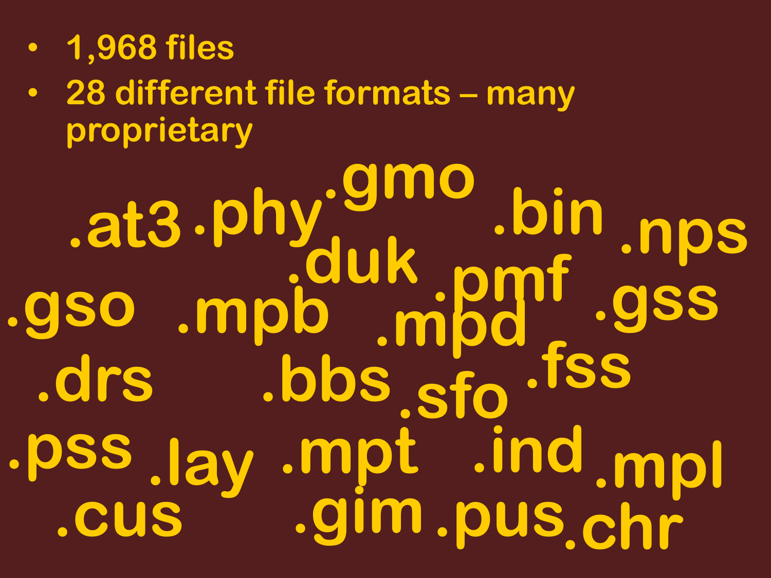- 1,968 files
- 28 different file formats – many proprietary

.at3 .phy .gmo .bin .nps .duk .pmf .gso .mpb .mpd .gss .drs .bbs .sfo .fss .pss .lay .mpt .ind .mpl .cus .gim .pus .chr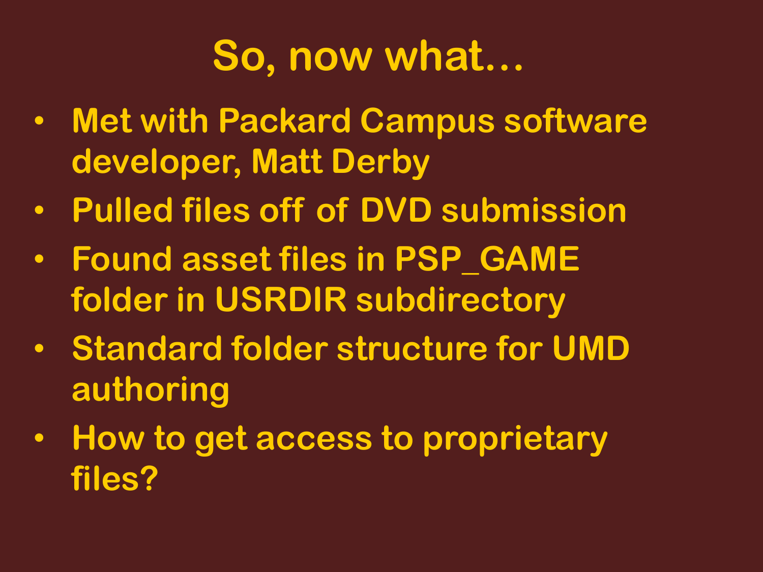# So, now what…

- Met with Packard Campus software developer, Matt Derby
- Pulled files off of DVD submission
- Found asset files in PSP_GAME folder in USRDIR subdirectory
- Standard folder structure for UMD authoring
- How to get access to proprietary files?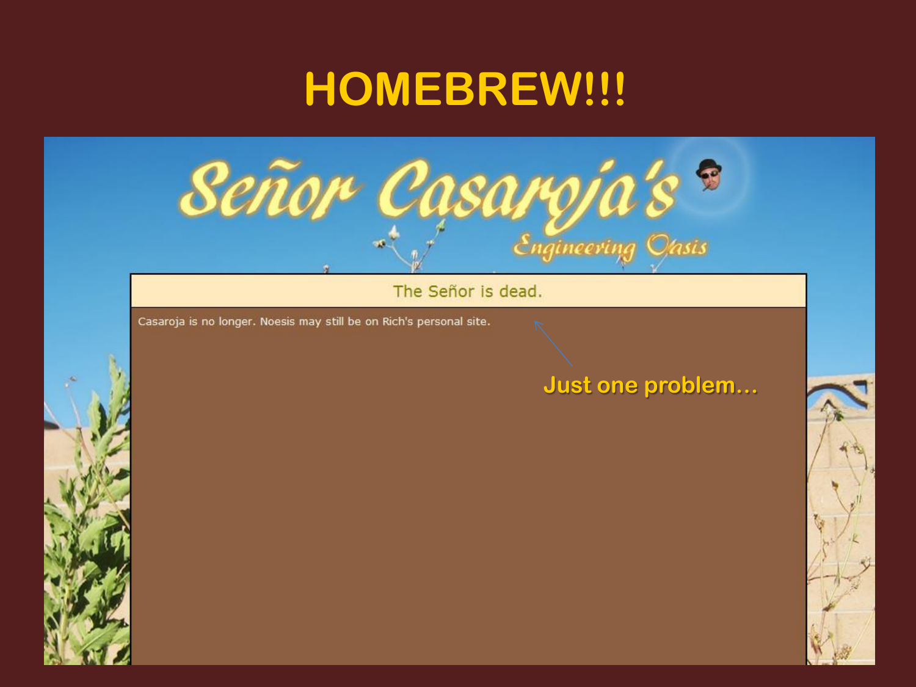# HOMEBREW!!!

Señor Casaroja's

Engineering Oasis

The Señor is dead.

Casaroja is no longer. Noesis may still be on Rich's personal site.

Just one problem…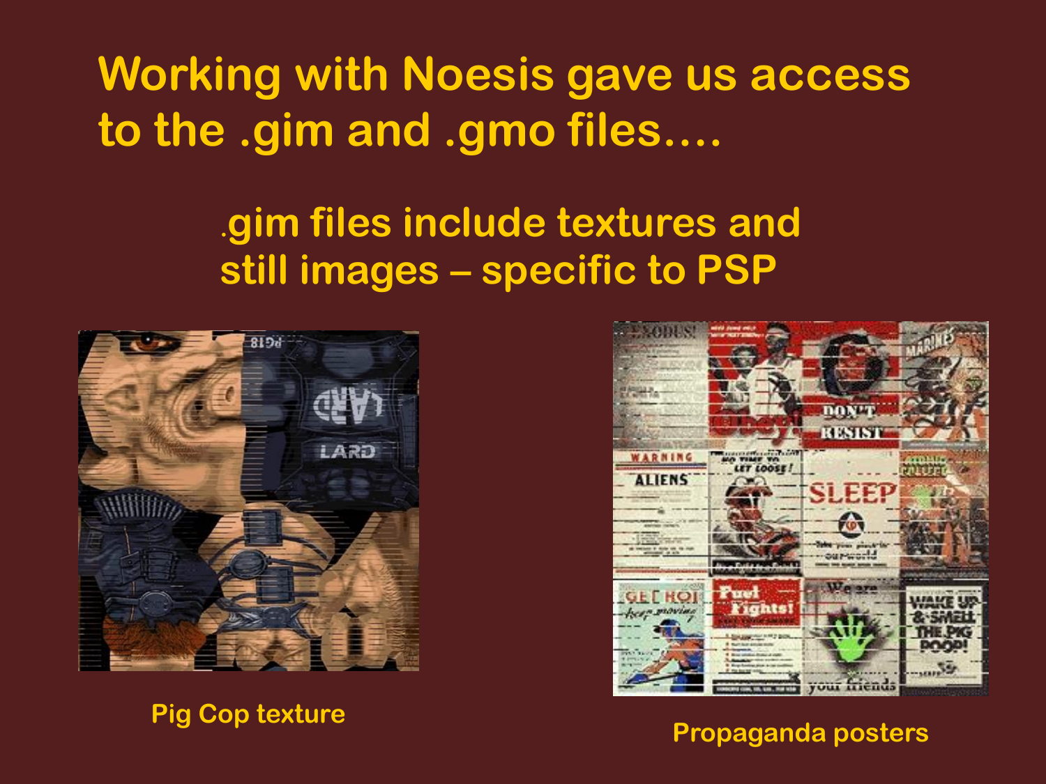# Working with Noesis gave us access to the .gim and .gmo files....

.gim files include textures and still images – specific to PSP

Pig Cop texture

Propaganda posters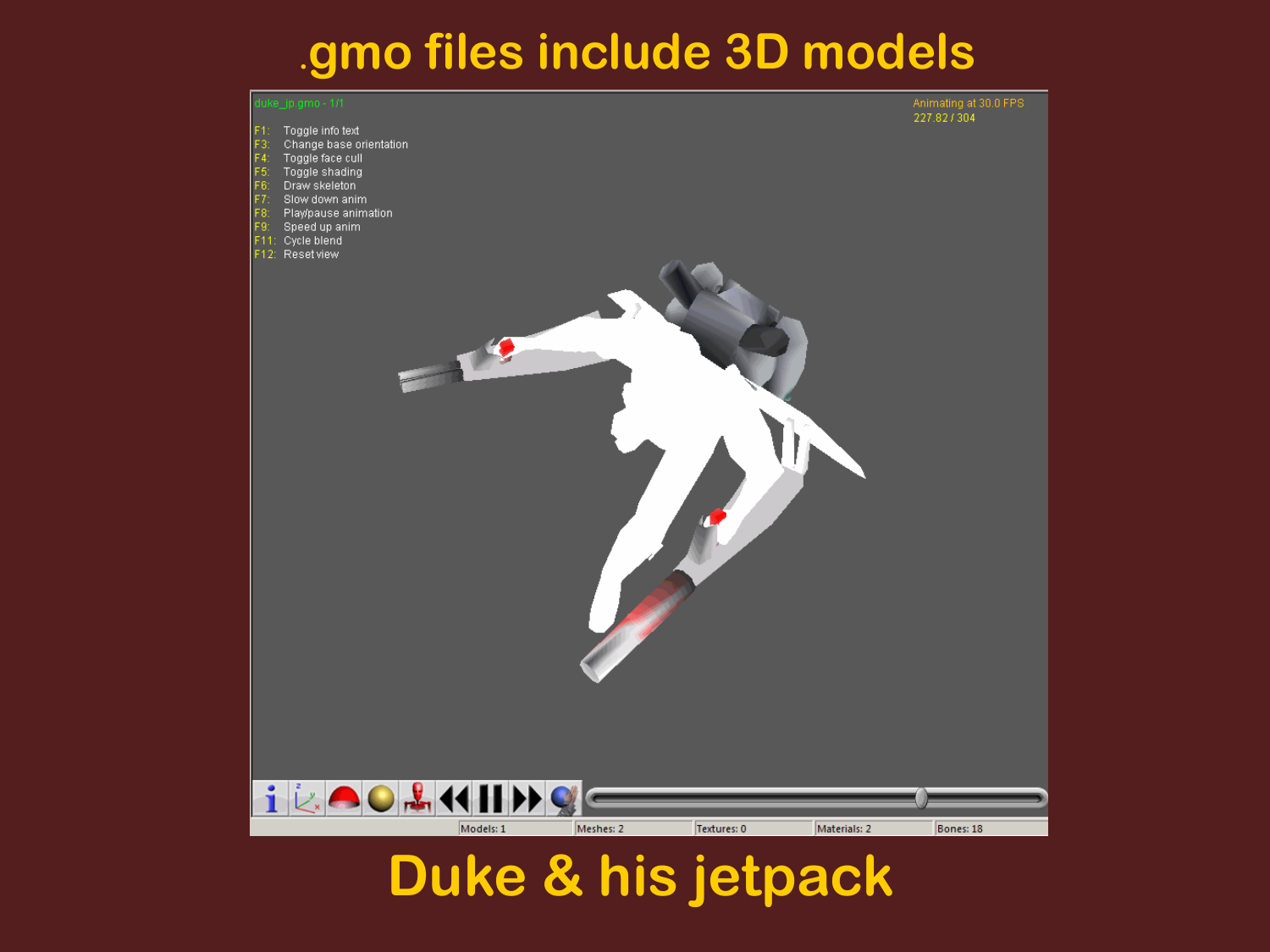# .gmo files include 3D models

duke_jp.gmo - 1/1

Animating at 30.0 FPS
227.82 / 304

F1: Toggle info text
F3: Change base orientation
F4: Toggle face cull
F5: Toggle shading
F6: Draw skeleton
F7: Slow down anim
F8: Play/pause animation
F9: Speed up anim
F11: Cycle blend
F12: Reset view

Models: 1 | Meshes: 2 | Textures: 0 | Materials: 2 | Bones: 18

# Duke & his jetpack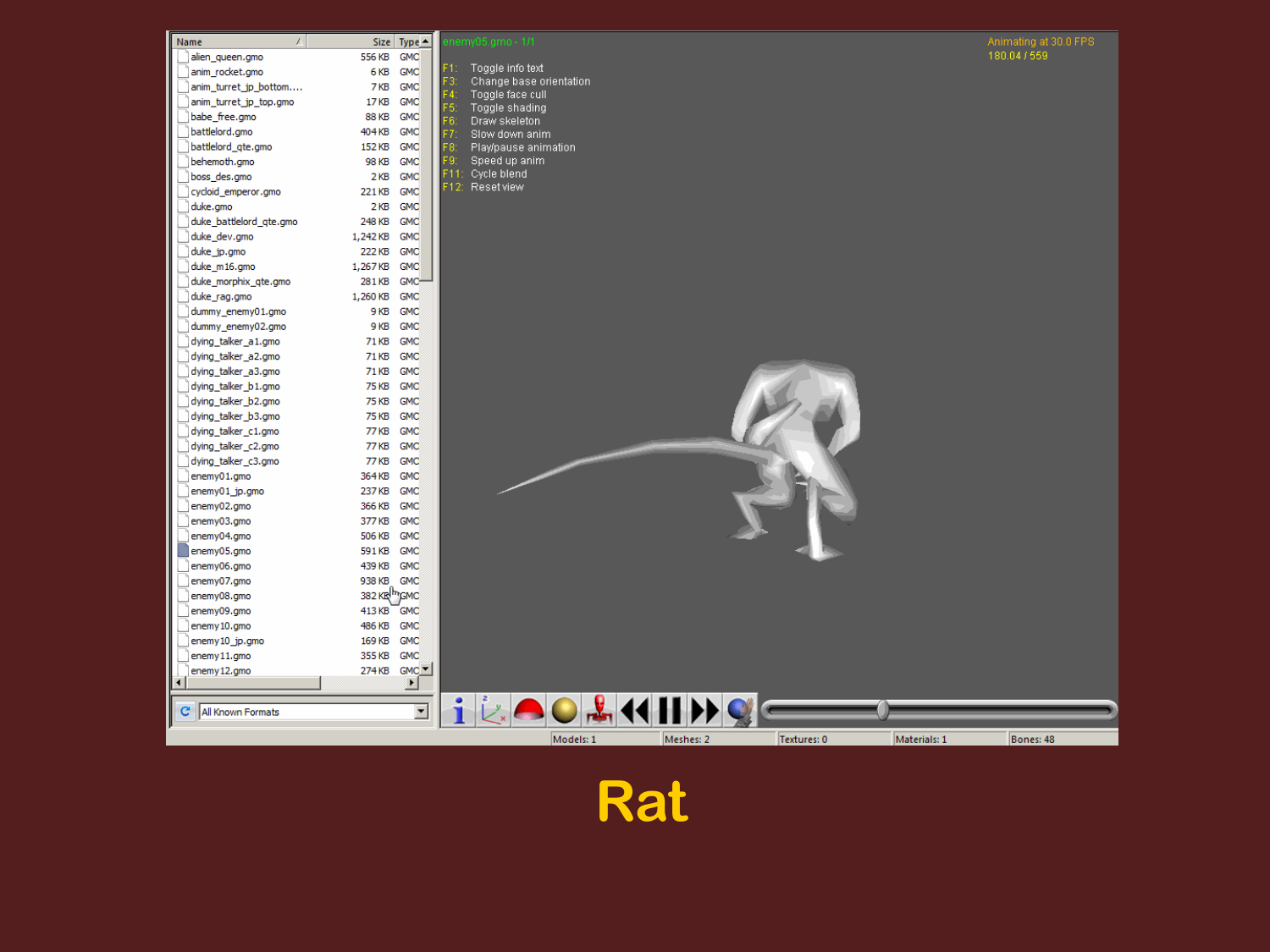# Rat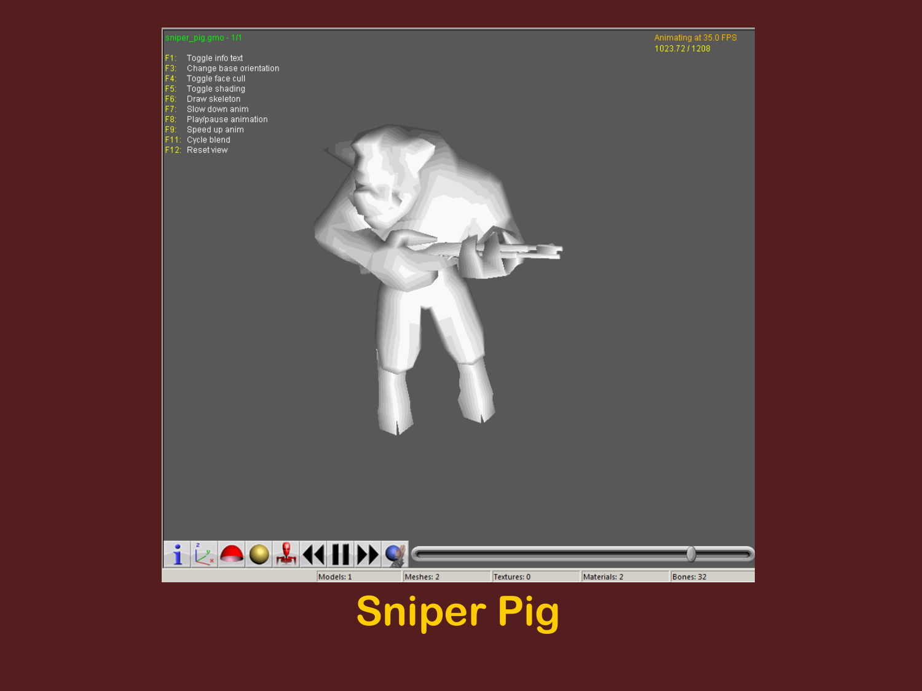sniper_pig.gmo - 1/1

Animating at 35.0 FPS
1023.72 / 1208

F1: Toggle info text
F3: Change base orientation
F4: Toggle face cull
F5: Toggle shading
F6: Draw skeleton
F7: Slow down anim
F8: Play/pause animation
F9: Speed up anim
F11: Cycle blend
F12: Reset view

Models: 1 | Meshes: 2 | Textures: 0 | Materials: 2 | Bones: 32

# Sniper Pig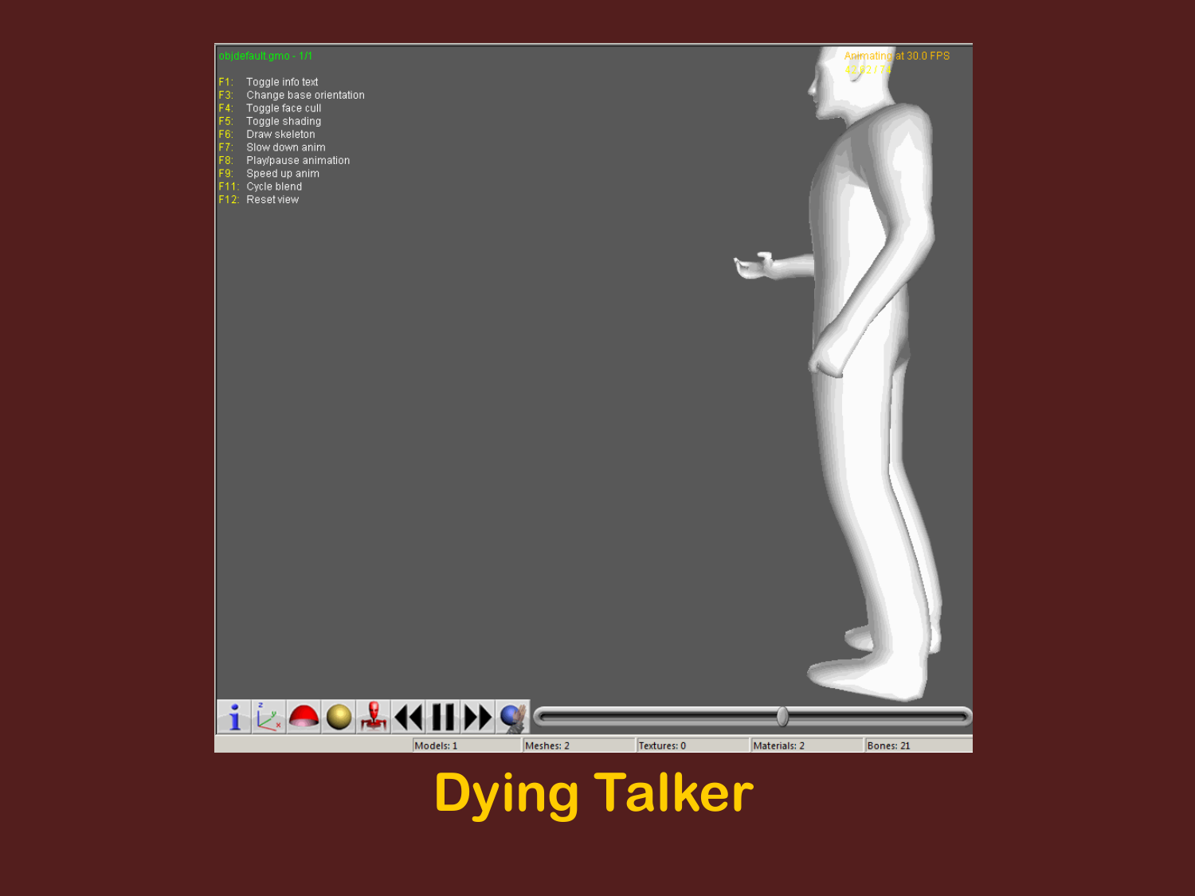objdefault.gmo - 1/1

F1: Toggle info text
F3: Change base orientation
F4: Toggle face cull
F5: Toggle shading
F6: Draw skeleton
F7: Slow down anim
F8: Play/pause animation
F9: Speed up anim
F11: Cycle blend
F12: Reset view

Animating at 30.0 FPS

Models: 1 | Meshes: 2 | Textures: 0 | Materials: 2 | Bones: 21

# Dying Talker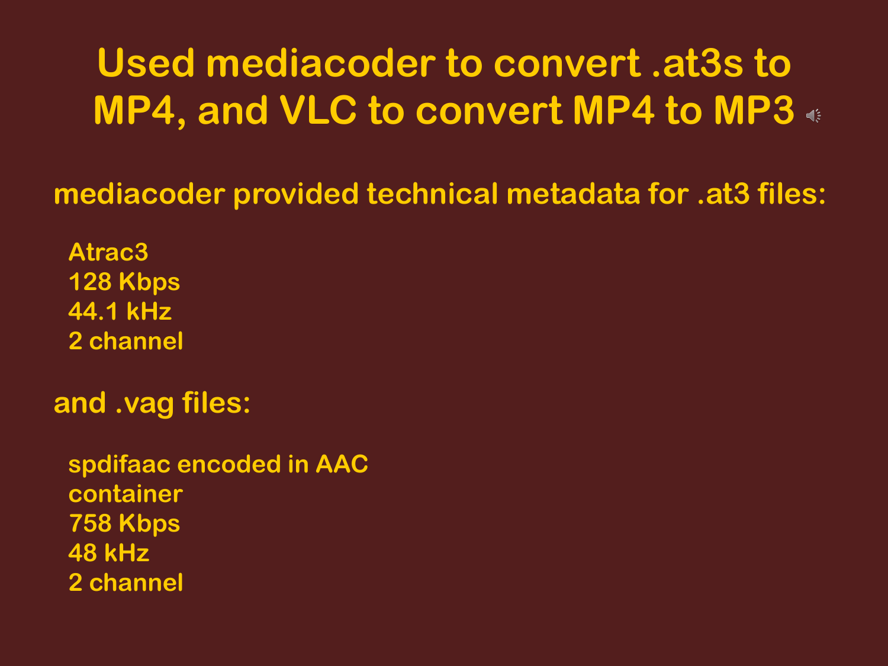# Used mediacoder to convert .at3s to MP4, and VLC to convert MP4 to MP3

mediacoder provided technical metadata for .at3 files:

Atrac3
128 Kbps
44.1 kHz
2 channel

and .vag files:

spdifaac encoded in AAC container
758 Kbps
48 kHz
2 channel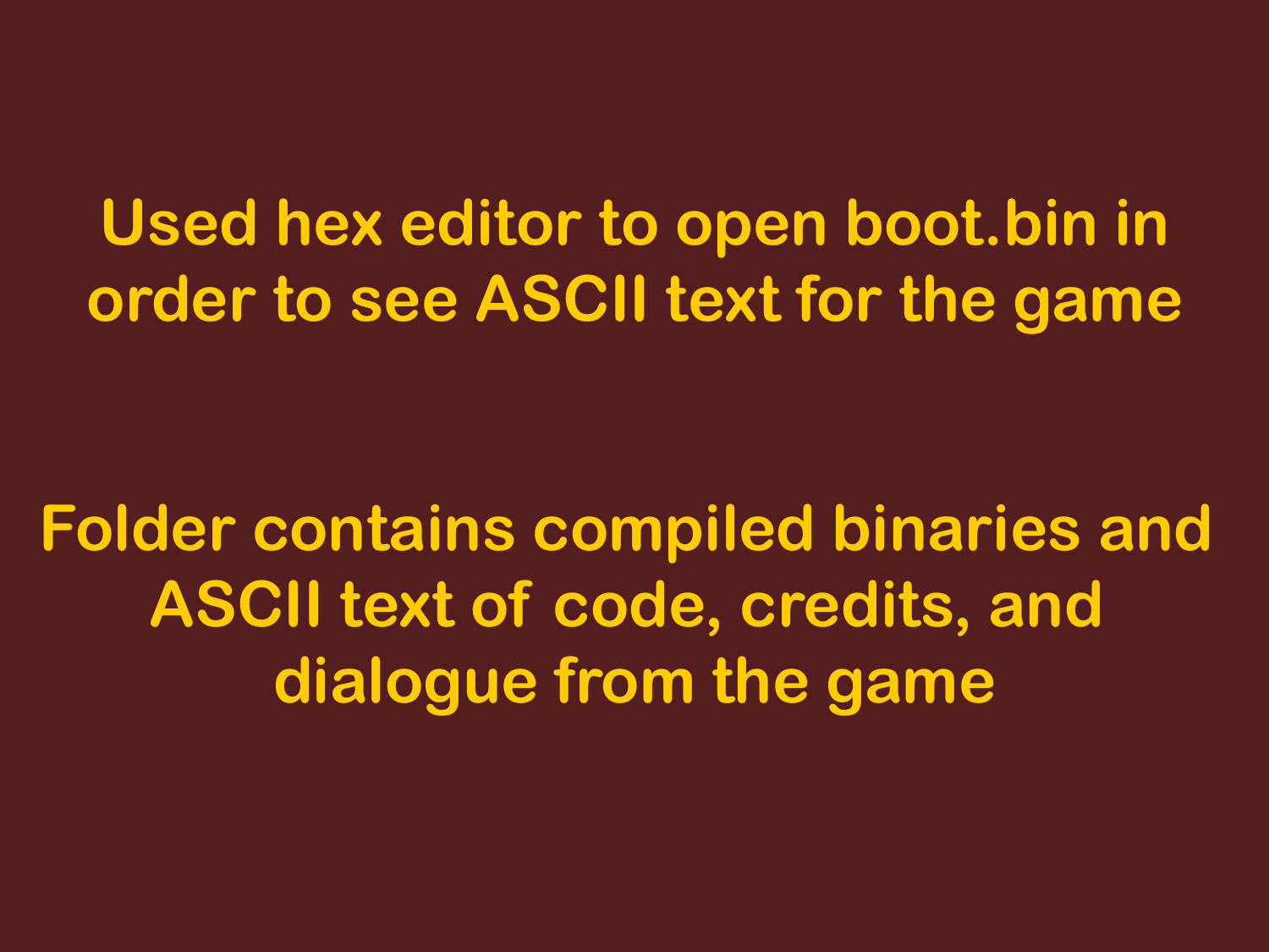Used hex editor to open boot.bin in order to see ASCII text for the game

Folder contains compiled binaries and ASCII text of code, credits, and dialogue from the game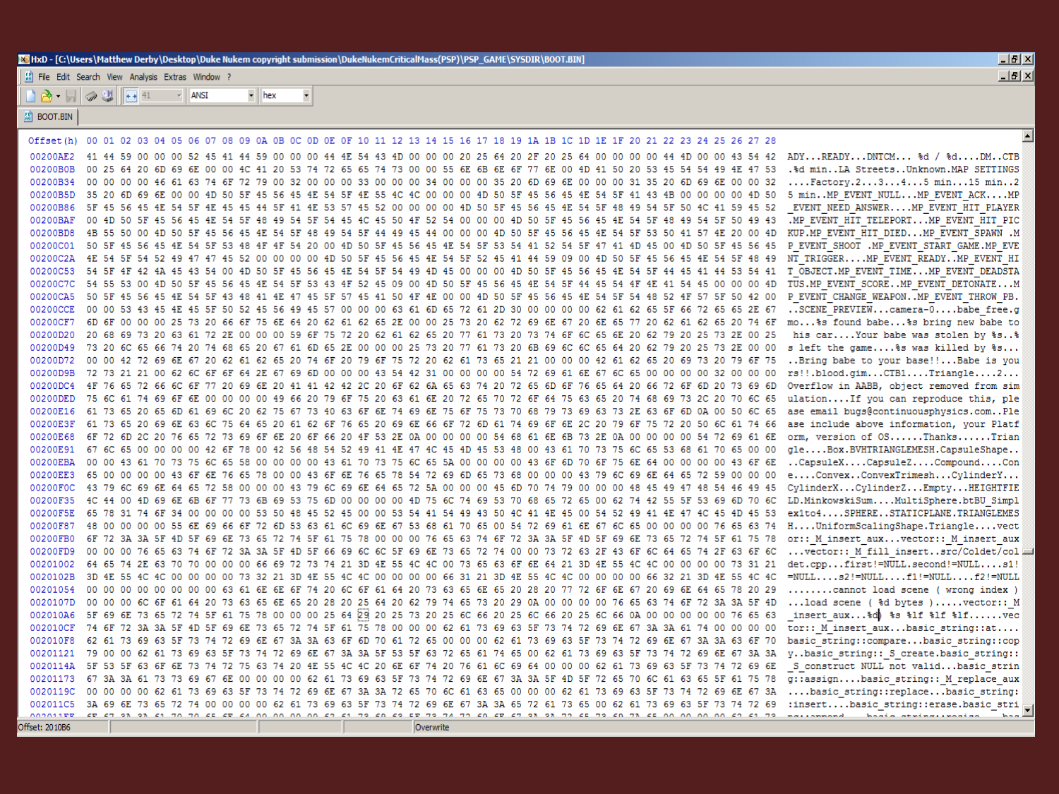HxD - [C:\Users\Matthew Derby\Desktop\Duke Nukem copyright submission\DukeNukemCriticalMass(PSP)\PSP_GAME\SYSDIR\BOOT.BIN]

File Edit Search View Analysis Extras Window ?

41 | ANSI | hex

BOOT.BIN

```
Offset(h) 00 01 02 03 04 05 06 07 08 09 0A 0B 0C 0D 0E 0F 10 11 12 13 14 15 16 17 18 19 1A 1B 1C 1D 1E 1F 20 21 22 23 24 25 26 27 28

00200AE2  41 44 59 00 00 00 52 45 41 44 59 00 00 00 44 4E 54 43 4D 00 00 00 20 25 64 20 2F 20 25 64 00 00 00 00 44 4D 00 00 43 54 42  ADY...READY...DNTCM... %d / %d....DM..CTB
00200B0B  00 25 64 20 6D 69 6E 00 00 4C 41 20 53 74 72 65 65 74 73 00 00 55 6E 6B 6E 6F 77 6E 00 4D 41 50 20 53 45 54 54 49 4E 47 53  .%d min..LA Streets..Unknown.MAP SETTINGS
00200B34  00 00 00 00 46 61 63 74 6F 72 79 00 32 00 00 00 33 00 00 00 34 00 00 00 35 20 6D 69 6E 00 00 00 31 35 20 6D 69 6E 00 00 32  ....Factory.2...3...4...5 min...15 min..2
00200B5D  35 20 6D 69 6E 00 00 4D 50 5F 45 56 45 4E 54 5F 4E 55 4C 4C 00 00 00 4D 50 5F 45 56 45 4E 54 5F 41 43 4B 00 00 00 4D 50  5 min..MP_EVENT_NULL...MP_EVENT_ACK....MP
00200B86  5F 45 56 45 4E 54 5F 4E 45 45 44 5F 41 4E 53 57 45 52 00 00 00 00 4D 50 5F 45 56 45 4E 54 5F 48 49 54 5F 50 4C 41 59 45 52  _EVENT_NEED_ANSWER....MP_EVENT_HIT_PLAYER
00200BAF  00 4D 50 5F 45 56 45 4E 54 5F 48 49 54 5F 54 45 4C 45 50 4F 52 54 00 00 4D 50 5F 45 56 45 4E 54 5F 48 49 54 5F 50 49 43  .MP_EVENT_HIT_TELEPORT..MP_EVENT_HIT_PIC
00200BD8  4B 55 50 00 4D 50 5F 45 56 45 4E 54 5F 48 49 54 5F 44 49 45 44 00 00 00 4D 50 5F 45 56 45 4E 54 5F 53 50 41 57 4E 20 00 4D  KUP.MP_EVENT_HIT_DIED...MP_EVENT_SPAWN .M
00200C01  50 5F 45 56 45 4E 54 5F 53 48 4F 4F 54 20 00 4D 50 5F 45 56 45 4E 54 5F 53 54 41 52 54 5F 47 41 4D 45 00 4D 50 5F 45 56 45  P_EVENT_SHOOT .MP_EVENT_START_GAME.MP_EVE
00200C2A  4E 54 5F 54 52 49 47 47 45 52 00 00 00 00 4D 50 5F 45 56 45 4E 54 5F 52 45 41 44 59 00 4D 50 5F 45 56 45 4E 54 5F 48 49  NT_TRIGGER....MP_EVENT_READY..MP_EVENT_HI
00200C53  54 5F 4F 42 4A 45 43 54 00 4D 50 5F 45 56 45 4E 54 5F 54 49 4D 45 00 00 00 4D 50 5F 45 56 45 4E 54 5F 44 45 41 44 53 54 41  T_OBJECT.MP_EVENT_TIME...MP_EVENT_DEADSTA
00200C7C  54 55 53 00 4D 50 5F 45 56 45 4E 54 5F 53 43 4F 52 45 09 00 4D 50 5F 45 56 45 4E 54 5F 44 45 54 4F 4E 41 54 45 00 00 00 4D  TUS.MP_EVENT_SCORE..MP_EVENT_DETONATE...M
00200CA5  50 5F 45 56 45 4E 54 5F 43 48 41 4E 47 45 5F 57 45 41 50 4F 4E 00 00 4D 50 5F 45 56 45 4E 54 5F 54 48 52 4F 57 5F 50 42 00  P_EVENT_CHANGE_WEAPON..MP_EVENT_THROW_PB.
00200CCE  00 00 53 43 45 4E 45 5F 50 52 45 56 49 45 57 00 00 00 63 61 6D 65 72 61 2D 30 00 00 00 00 62 61 62 65 5F 66 72 65 65 2E 67  ..SCENE_PREVIEW...camera-0....babe_free.g
00200CF7  6D 6F 00 00 00 25 73 20 66 6F 75 6E 64 20 62 61 62 65 2E 00 00 25 73 20 62 72 69 6E 67 20 6E 65 77 20 62 61 62 65 20 74 6F  mo...%s found babe...%s bring new babe to
00200D20  20 68 69 73 20 63 61 72 2E 00 00 00 59 6F 75 72 20 62 61 62 65 20 77 61 73 20 73 74 6F 6C 65 6E 20 62 79 20 25 73 2E 00 25   his car....Your babe was stolen by %s..%
00200D49  73 20 6C 65 66 74 20 74 68 65 20 67 61 6D 65 2E 00 00 25 73 20 77 61 73 20 6B 69 6C 6C 65 64 20 62 79 20 25 73 2E 00 00 00  s left the game....%s was killed by %s...
00200D72  00 00 42 72 69 6E 67 20 62 61 62 65 20 74 6F 20 79 6F 75 72 20 62 61 73 65 21 00 00 00 42 61 62 65 20 69 73 20 79 6F 75  ..Bring babe to your base!!...Babe is you
00200D9B  72 73 21 21 00 62 6C 6F 6F 64 2E 67 69 6D 00 00 00 43 54 42 31 00 00 00 54 72 69 61 6E 67 6C 65 00 00 00 32 00 00 00 00 00  rs!!.blood.gim...CTB1...Triangle...2.....
00200DC4  4F 76 65 72 66 6C 6F 77 20 69 6E 20 41 41 42 42 2C 20 6F 62 6A 65 63 74 20 72 65 6D 6F 76 65 64 20 66 72 6F 6D 20 73 69 6D  Overflow in AABB, object removed from sim
00200DED  75 6C 61 74 69 6F 6E 00 00 00 49 66 20 79 6F 75 20 63 61 6E 20 72 65 70 72 6F 64 75 63 65 20 74 68 69 73 2C 20 70 6C 65  ulation....If you can reproduce this, ple
00200E16  61 73 65 20 65 6D 61 69 6C 20 62 75 67 73 40 63 6F 6E 74 69 6E 75 6F 75 73 70 68 79 73 69 63 73 2E 63 6F 6D 0A 00 50 6C 65  ase email bugs@continuousphysics.com..Ple
00200E3F  61 73 65 20 69 6E 63 6C 75 64 65 20 61 62 6F 76 65 20 69 6E 66 6F 72 6D 61 74 69 6F 6E 2C 20 79 6F 75 72 20 50 6C 61 74 66  ase include above information, your Platf
00200E68  6F 72 6D 2C 20 76 65 72 73 69 6F 6E 20 6F 66 20 4F 53 2E 0A 00 00 00 00 54 68 61 6E 6B 73 2E 0A 00 00 00 00 54 72 69 61 6E  orm, version of OS.....Thanks......Trian
00200E91  67 6C 65 00 00 00 00 42 6F 78 00 42 56 48 54 52 49 41 4E 47 4C 45 4D 45 53 48 00 43 61 70 73 75 6C 65 53 68 61 70 65 00 00  gle....Box.BVHTRIANGLEMESH.CapsuleShape..
00200EBA  00 00 43 61 70 73 75 6C 65 58 00 00 00 43 61 70 73 75 6C 65 5A 00 00 00 43 6F 6D 70 6F 75 6E 64 00 00 00 43 6F 6E  ..CapsuleX....CapsuleZ....Compound....Con
00200EE3  65 00 00 00 00 43 6F 6E 76 65 78 00 00 43 6F 6E 76 65 78 54 72 69 6D 65 73 68 00 00 43 79 6C 69 6E 64 65 72 59 00 00 00  e....Convex..ConvexTrimesh...CylinderY...
00200F0C  43 79 6C 69 6E 64 65 72 58 00 00 43 79 6C 69 6E 64 65 72 5A 00 00 00 45 6D 70 74 79 00 00 48 45 49 47 48 54 46 49 45  CylinderX...CylinderZ...Empty...HEIGHTFIE
00200F35  4C 44 00 4D 69 6E 6B 6F 77 73 6B 69 53 75 6D 00 00 00 00 4D 75 6C 74 69 53 70 68 65 72 65 00 62 74 42 55 5F 53 69 6D 70 6C  LD.MinkowskiSum.....MultiSphere.btBU_Simpl
00200F5E  65 78 31 74 6F 34 00 00 00 00 53 50 48 45 52 45 00 53 54 41 54 49 43 50 4C 41 4E 45 00 54 52 49 41 4E 47 4C 45 4D 45 53  ex1to4....SPHERE..STATICPLANE.TRIANGLEMES
00200F87  48 00 00 00 00 55 6E 69 66 6F 72 6D 53 63 61 6C 69 6E 67 53 68 61 70 65 00 54 72 69 61 6E 67 6C 65 00 00 00 00 76 65 63 74  H....UniformScalingShape.Triangle....vect
00200FB0  6F 72 3A 3A 5F 4D 5F 69 6E 73 65 72 74 5F 61 75 78 00 00 00 76 65 63 74 6F 72 3A 3A 5F 4D 5F 69 6E 73 65 72 74 5F 61 75 78  or::_M_insert_aux...vector::_M_insert_aux
00200FD9  00 00 00 76 65 63 74 6F 72 3A 3A 5F 4D 5F 66 69 6C 6C 5F 69 6E 73 65 72 74 00 00 73 72 63 2F 43 6F 6C 64 65 74 2F 63 6F 6C  ...vector::_M_fill_insert..src/Coldet/col
00201002  64 65 74 2E 63 70 70 00 00 66 69 72 73 74 21 3D 4E 55 4C 4C 00 73 65 63 6F 6E 64 21 3D 4E 55 4C 4C 00 00 00 00 73 31 21  det.cpp...first!=NULL.second!=NULL....s1!
0020102B  3D 4E 55 4C 4C 00 00 00 00 73 32 21 3D 4E 55 4C 4C 00 00 00 00 66 31 21 3D 4E 55 4C 4C 00 00 00 00 66 32 21 3D 4E 55 4C 4C  =NULL....s2!=NULL....f1!=NULL....f2!=NULL
00201054  00 00 00 00 00 00 00 63 61 6E 6E 6F 74 20 6C 6F 61 64 20 73 63 65 6E 65 20 28 20 77 72 6F 6E 67 20 69 6E 64 65 78 20 29  .......cannot load scene ( wrong index )
0020107D  00 00 00 6C 6F 61 64 20 73 63 65 6E 65 20 28 20 25 64 20 62 79 74 65 73 20 29 0A 00 00 00 00 76 65 63 74 6F 72 3A 3A 5F 4D  ...load scene ( %d bytes ).....vector::_M
002010A6  5F 69 6E 73 65 72 74 5F 61 75 78 00 00 25 64 29 20 25 73 20 25 6C 66 20 25 6C 66 20 25 6C 66 0A 00 00 00 00 76 65 63  _insert_aux...%d) %s %lf %lf %lf.....vec
002010CF  74 6F 72 3A 3A 5F 4D 5F 69 6E 73 65 72 74 5F 61 75 78 00 00 00 62 61 73 69 63 5F 73 74 72 69 6E 67 3A 3A 61 74 00 00 00  tor::_M_insert_aux...basic_string::at....
002010F8  62 61 73 69 63 5F 73 74 72 69 6E 67 3A 3A 63 6F 6D 70 61 72 65 00 00 00 62 61 73 69 63 5F 73 74 72 69 6E 67 3A 3A 63 6F 70  basic_string::compare...basic_string::cop
00201121  79 00 00 00 62 61 73 69 63 5F 73 74 72 69 6E 67 3A 3A 5F 53 5F 63 72 65 61 74 65 00 62 61 73 69 63 5F 73 74 72 69 6E 67 3A  y...basic_string::_S_create.basic_string:
0020114A  5F 53 5F 63 6F 6E 73 74 72 75 63 74 20 4E 55 4C 4C 20 6E 6F 74 20 76 61 6C 69 64 00 00 00 62 61 73 69 63 5F 73 74 72 69 6E  :_S_construct NULL not valid...basic_strin
00201173  67 3A 3A 61 73 73 69 67 6E 00 00 00 62 61 73 69 63 5F 73 74 72 69 6E 67 3A 3A 5F 4D 5F 72 65 70 6C 61 63 65 5F 61 75 78  g::assign....basic_string::_M_replace_aux
0020119C  00 00 00 00 62 61 73 69 63 5F 73 74 72 69 6E 67 3A 3A 72 65 70 6C 61 63 65 00 00 00 62 61 73 69 63 5F 73 74 72 69 6E 67 3A  ....basic_string::replace...basic_string:
002011C5  3A 69 6E 73 65 72 74 00 00 00 62 61 73 69 63 5F 73 74 72 69 6E 67 3A 3A 65 72 61 73 65 00 62 61 73 69 63 5F 73 74 72 69  :insert....basic_string::erase.basic_stri
```

Offset: 2010B6 | Overwrite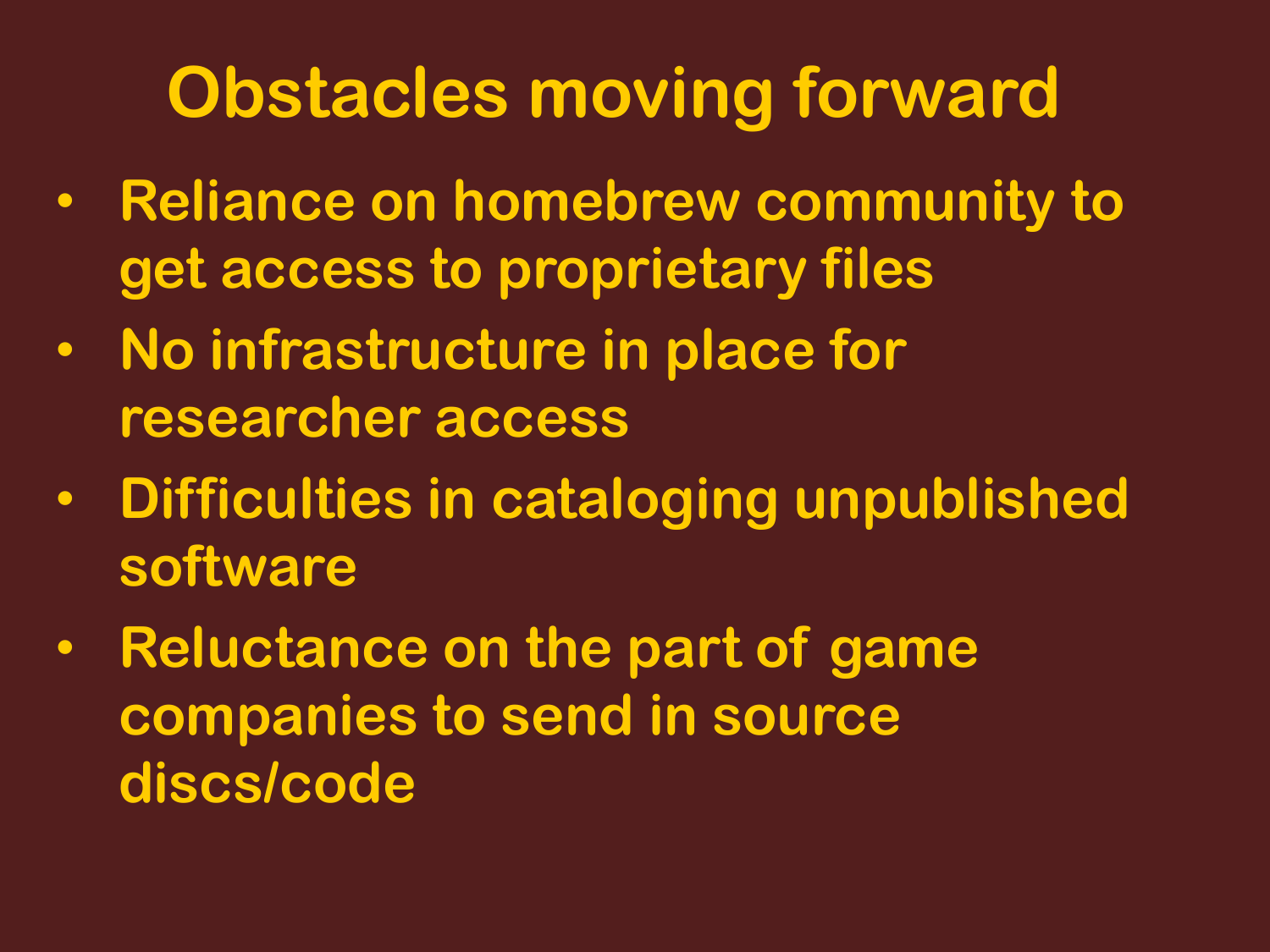# Obstacles moving forward

- Reliance on homebrew community to get access to proprietary files
- No infrastructure in place for researcher access
- Difficulties in cataloging unpublished software
- Reluctance on the part of game companies to send in source discs/code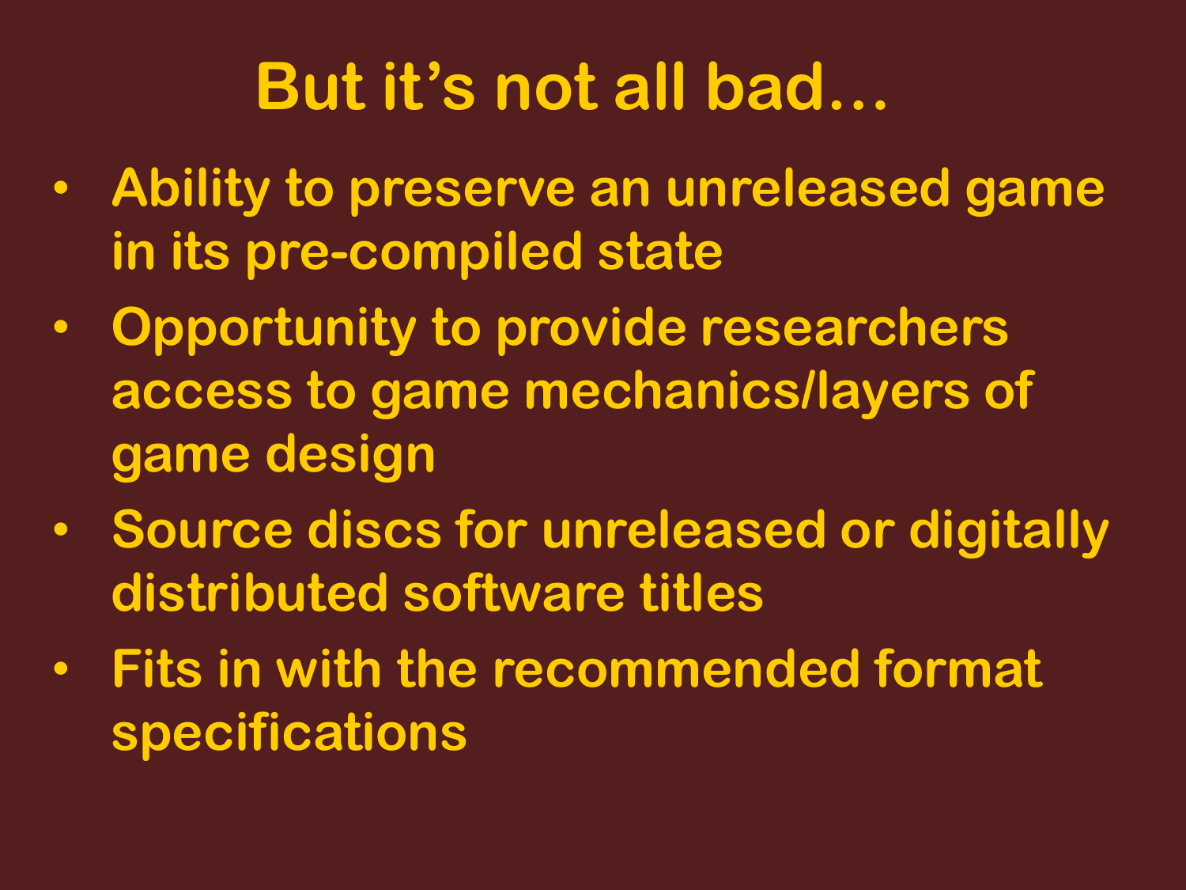# But it's not all bad…

- Ability to preserve an unreleased game in its pre-compiled state
- Opportunity to provide researchers access to game mechanics/layers of game design
- Source discs for unreleased or digitally distributed software titles
- Fits in with the recommended format specifications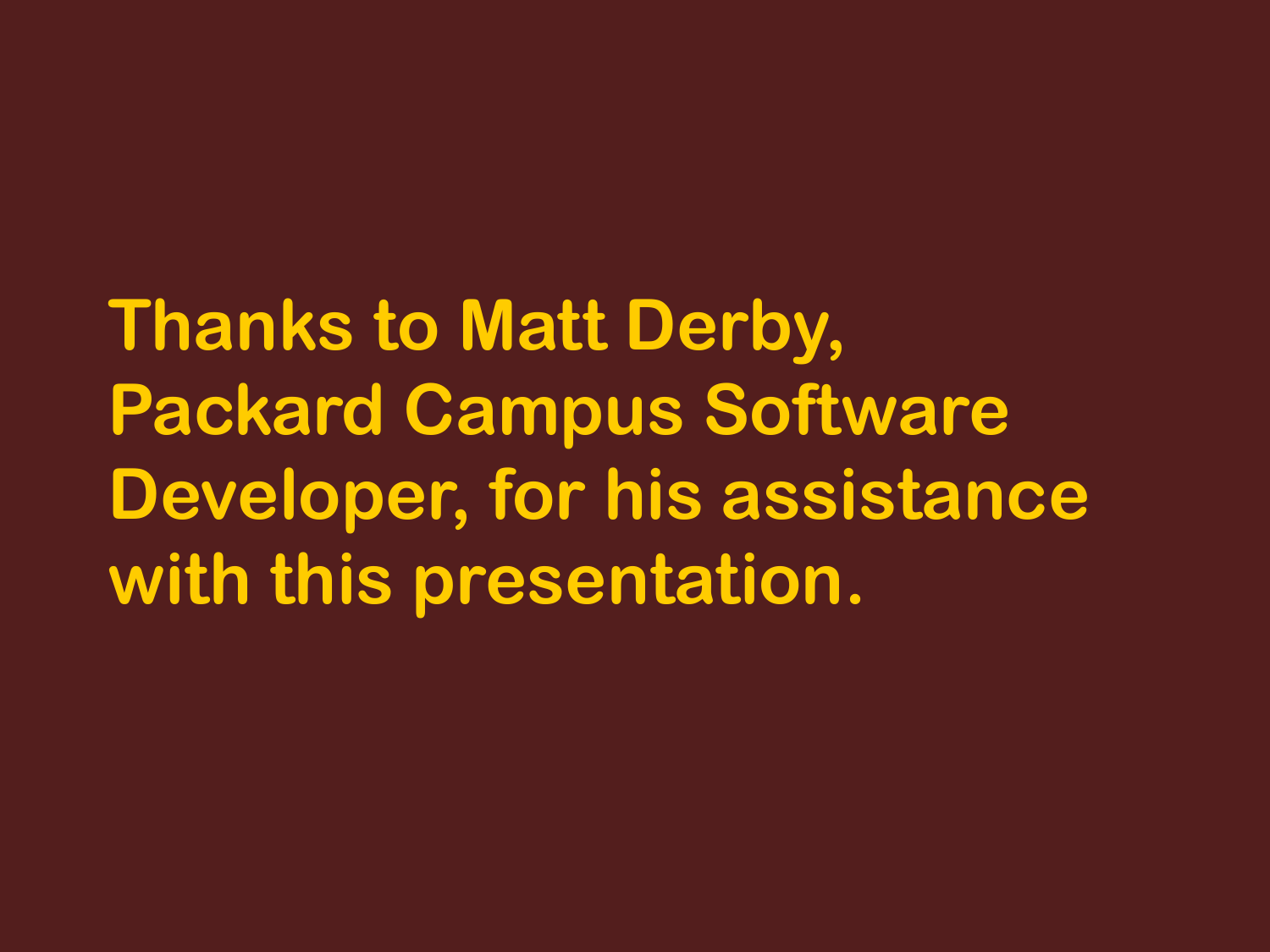**Thanks to Matt Derby, Packard Campus Software Developer, for his assistance with this presentation.**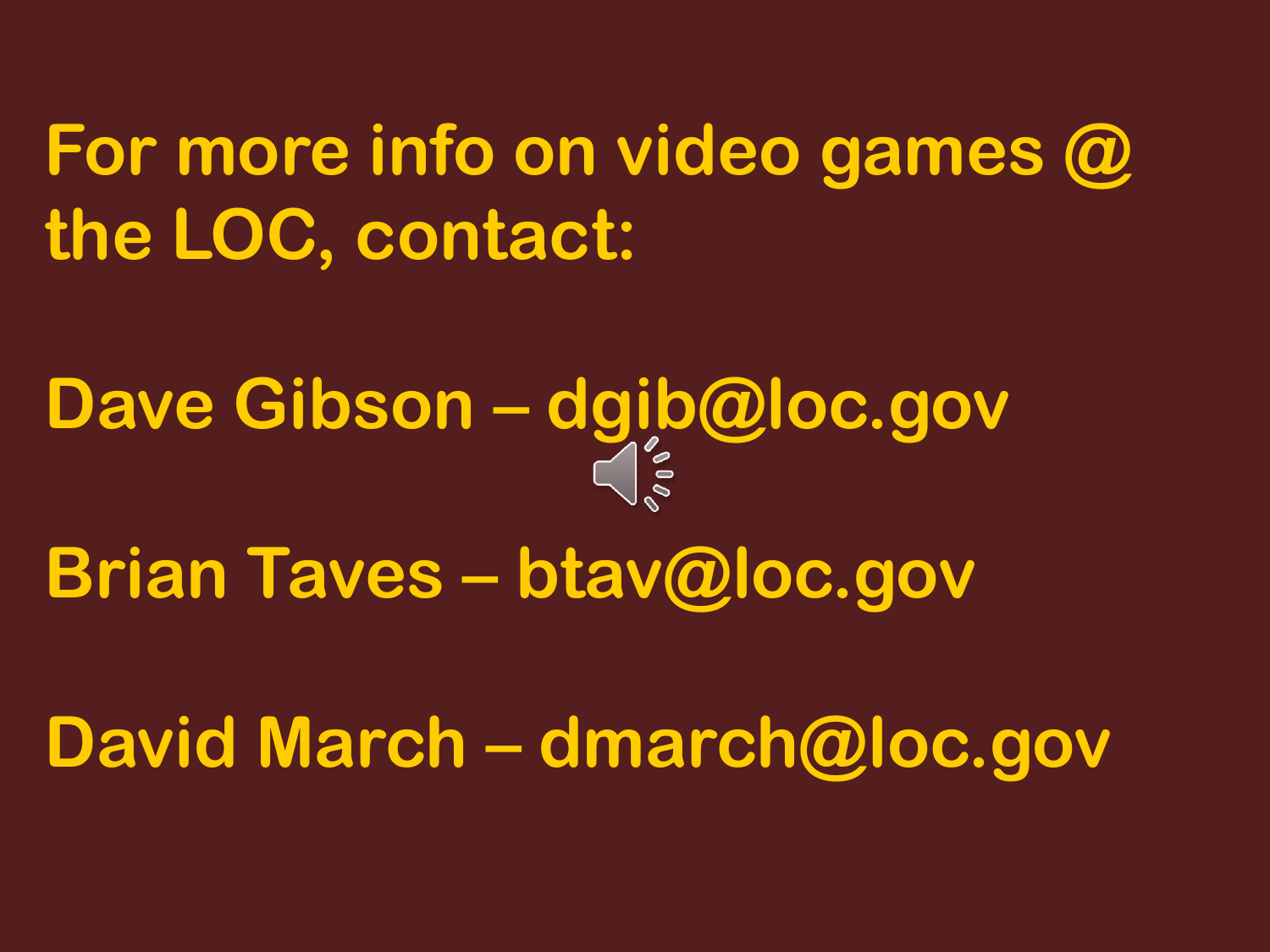For more info on video games @ the LOC, contact:

Dave Gibson – dgib@loc.gov

Brian Taves – btav@loc.gov

David March – dmarch@loc.gov